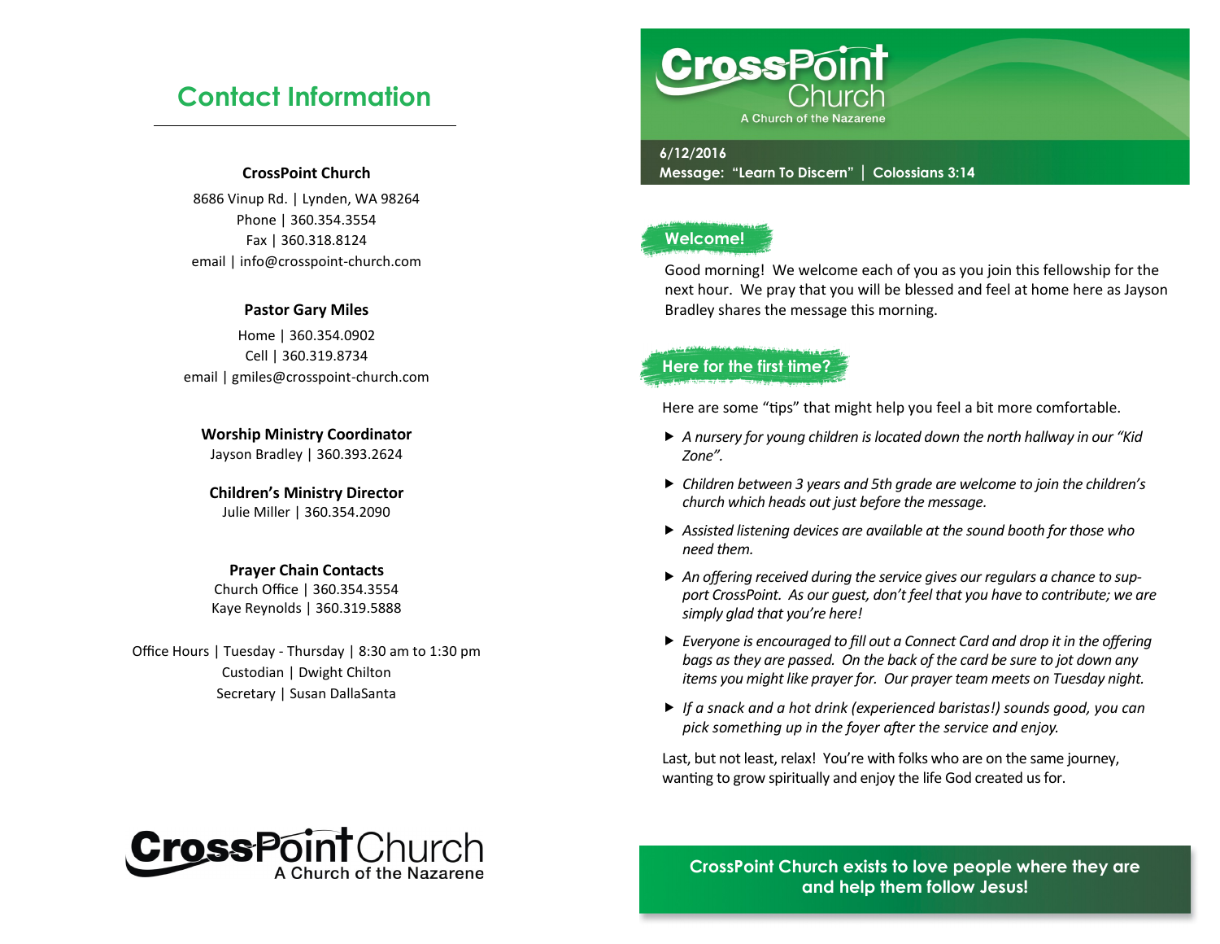## Contact Information

**CrossPoint Church**

8686 Vinup Rd. | Lynden, WA 98264
Phone | 360.354.3554
Fax | 360.318.8124
email | info@crosspoint-church.com

**Pastor Gary Miles**

Home | 360.354.0902
Cell | 360.319.8734
email | gmiles@crosspoint-church.com

**Worship Ministry Coordinator**
Jayson Bradley | 360.393.2624

**Children's Ministry Director**
Julie Miller | 360.354.2090

**Prayer Chain Contacts**
Church Office | 360.354.3554
Kaye Reynolds | 360.319.5888

Office Hours | Tuesday - Thursday | 8:30 am to 1:30 pm
Custodian | Dwight Chilton
Secretary | Susan DallaSanta

CrossPoint Church
A Church of the Nazarene

# CrossPoint Church

A Church of the Nazarene

**6/12/2016**
**Message: "Learn To Discern" | Colossians 3:14**

## Welcome!

Good morning! We welcome each of you as you join this fellowship for the next hour. We pray that you will be blessed and feel at home here as Jayson Bradley shares the message this morning.

## Here for the first time?

Here are some "tips" that might help you feel a bit more comfortable.

- *A nursery for young children is located down the north hallway in our "Kid Zone".*
- *Children between 3 years and 5th grade are welcome to join the children's church which heads out just before the message.*
- *Assisted listening devices are available at the sound booth for those who need them.*
- *An offering received during the service gives our regulars a chance to support CrossPoint. As our guest, don't feel that you have to contribute; we are simply glad that you're here!*
- *Everyone is encouraged to fill out a Connect Card and drop it in the offering bags as they are passed. On the back of the card be sure to jot down any items you might like prayer for. Our prayer team meets on Tuesday night.*
- *If a snack and a hot drink (experienced baristas!) sounds good, you can pick something up in the foyer after the service and enjoy.*

Last, but not least, relax! You're with folks who are on the same journey, wanting to grow spiritually and enjoy the life God created us for.

**CrossPoint Church exists to love people where they are and help them follow Jesus!**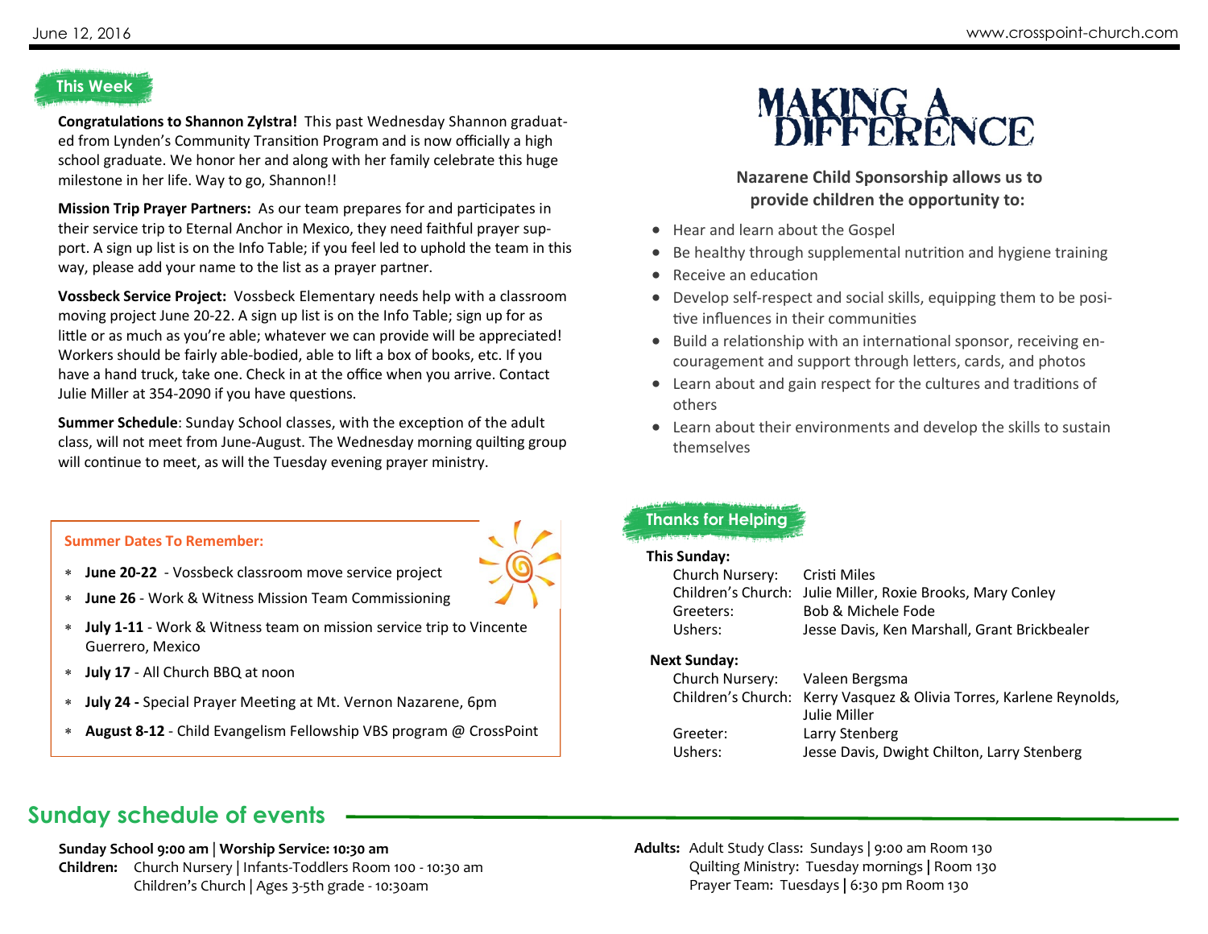## This Week

**Congratulations to Shannon Zylstra!** This past Wednesday Shannon graduated from Lynden's Community Transition Program and is now officially a high school graduate. We honor her and along with her family celebrate this huge milestone in her life. Way to go, Shannon!!

**Mission Trip Prayer Partners:** As our team prepares for and participates in their service trip to Eternal Anchor in Mexico, they need faithful prayer support. A sign up list is on the Info Table; if you feel led to uphold the team in this way, please add your name to the list as a prayer partner.

**Vossbeck Service Project:** Vossbeck Elementary needs help with a classroom moving project June 20-22. A sign up list is on the Info Table; sign up for as little or as much as you're able; whatever we can provide will be appreciated! Workers should be fairly able-bodied, able to lift a box of books, etc. If you have a hand truck, take one. Check in at the office when you arrive. Contact Julie Miller at 354-2090 if you have questions.

**Summer Schedule**: Sunday School classes, with the exception of the adult class, will not meet from June-August. The Wednesday morning quilting group will continue to meet, as will the Tuesday evening prayer ministry.

**Summer Dates To Remember:**

* **June 20-22** - Vossbeck classroom move service project
* **June 26** - Work & Witness Mission Team Commissioning
* **July 1-11** - Work & Witness team on mission service trip to Vincente Guerrero, Mexico
* **July 17** - All Church BBQ at noon
* **July 24 -** Special Prayer Meeting at Mt. Vernon Nazarene, 6pm
* **August 8-12** - Child Evangelism Fellowship VBS program @ CrossPoint

## MAKING A DIFFERENCE

**Nazarene Child Sponsorship allows us to provide children the opportunity to:**

- Hear and learn about the Gospel
- Be healthy through supplemental nutrition and hygiene training
- Receive an education
- Develop self-respect and social skills, equipping them to be positive influences in their communities
- Build a relationship with an international sponsor, receiving encouragement and support through letters, cards, and photos
- Learn about and gain respect for the cultures and traditions of others
- Learn about their environments and develop the skills to sustain themselves

## Thanks for Helping

**This Sunday:**

| | |
|---|---|
| Church Nursery: | Cristi Miles |
| Children's Church: | Julie Miller, Roxie Brooks, Mary Conley |
| Greeters: | Bob & Michele Fode |
| Ushers: | Jesse Davis, Ken Marshall, Grant Brickbealer |

**Next Sunday:**

| | |
|---|---|
| Church Nursery: | Valeen Bergsma |
| Children's Church: | Kerry Vasquez & Olivia Torres, Karlene Reynolds, Julie Miller |
| Greeter: | Larry Stenberg |
| Ushers: | Jesse Davis, Dwight Chilton, Larry Stenberg |

## Sunday schedule of events

**Sunday School 9:00 am | Worship Service: 10:30 am**

**Children:** Church Nursery | Infants-Toddlers Room 100 - 10:30 am
Children's Church | Ages 3-5th grade - 10:30am

**Adults:** Adult Study Class: Sundays | 9:00 am Room 130
Quilting Ministry: Tuesday mornings | Room 130
Prayer Team: Tuesdays | 6:30 pm Room 130